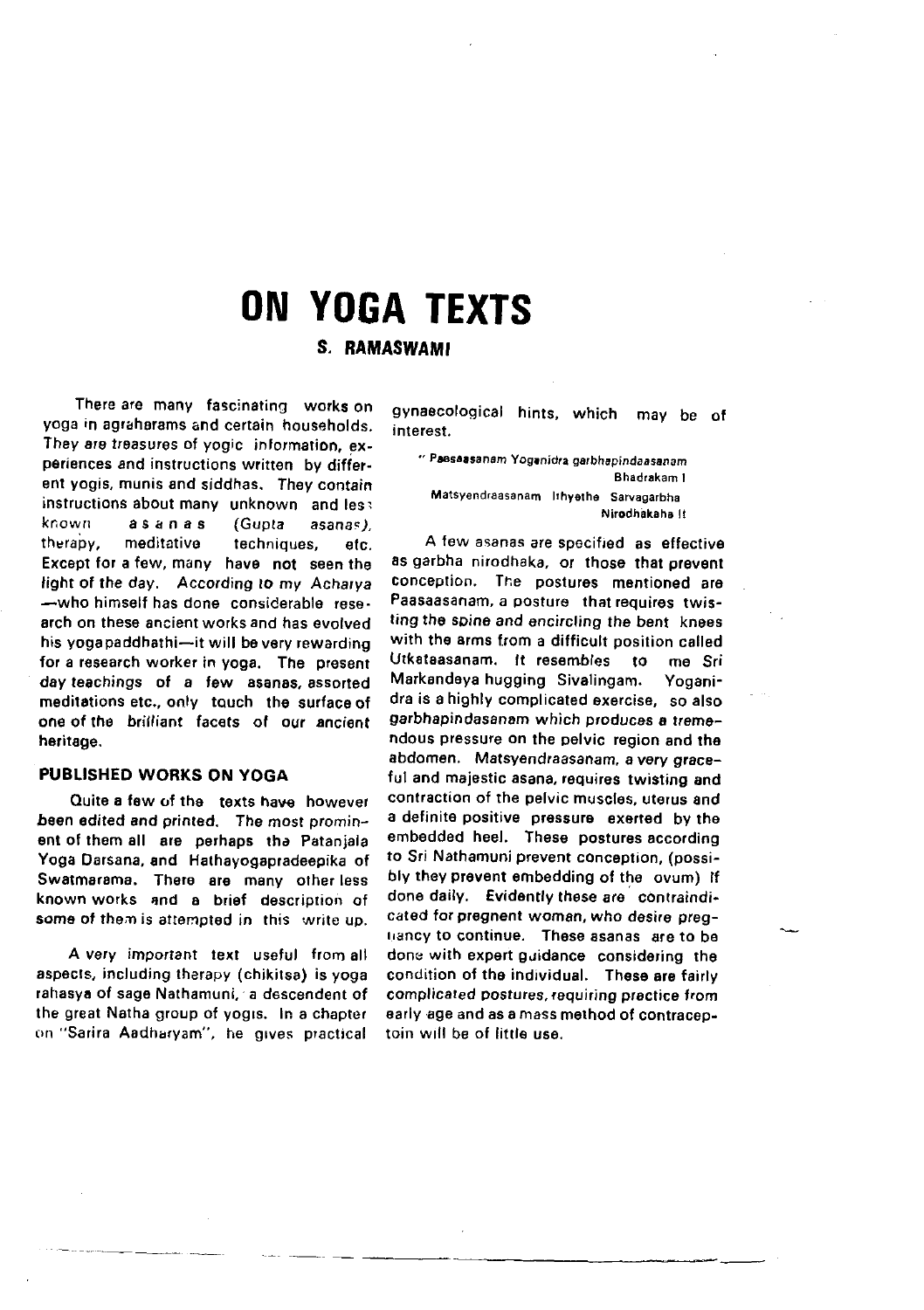# ON YOGA TEXTS

### S. RAMASWAMI

There are many fascinating works on yoga in agraharams and certain households. They are treasures of yogic information, experiences and instructions written by different yogis, munis and siddhas. They contain instructions about many unknown and less known asanas (*Gupta asanas*), therapy, meditative techniques, etc. Except for a few, many have not seen the light of the day. According to my Acharya—who himself has done considerable research on these ancient works and has evolved his yogapaddhathi—it will be very rewarding for a research worker in yoga. The present day teachings of a few asanas, assorted meditations etc., only touch the surface of one of the brilliant facets of our ancient heritage.

## PUBLISHED WORKS ON YOGA

Quite a few of the texts have however been edited and printed. The most prominent of them all are perhaps the Patanjala Yoga Darsana, and Hathayogapradeepika of Swatmarama. There are many other less known works and a brief description of some of them is attempted in this write up.

A very important text useful from all aspects, including therapy (chikitsa) is yoga rahasya of sage Nathamuni, a descendent of the great Natha group of yogis. In a chapter on "Sarira Aadharyam", he gives practical gynaecological hints, which may be of interest.

> " *Paasaasanam Yoganidra garbhapindaasanam Bhadrakam I*
> *Matsyendraasanam Ithyethe Sarvagarbha Nirodhakaha II*

A few asanas are specified as effective as garbha nirodhaka, or those that prevent conception. The postures mentioned are Paasaasanam, a posture that requires twisting the spine and encircling the bent knees with the arms from a difficult position called Utkataasanam. It resembles to me Sri Markandeya hugging Sivalingam. Yoganidra is a highly complicated exercise, so also garbhapindasanam which produces a tremendous pressure on the pelvic region and the abdomen. Matsyendraasanam, a very graceful and majestic asana, requires twisting and contraction of the pelvic muscles, uterus and a definite positive pressure exerted by the embedded heel. These postures according to Sri Nathamuni prevent conception, (possibly they prevent embedding of the ovum) If done daily. Evidently these are contraindicated for pregnent woman, who desire pregnancy to continue. These asanas are to be done with expert guidance considering the condition of the individual. These are fairly complicated postures, requiring practice from early age and as a mass method of contraceptoin will be of little use.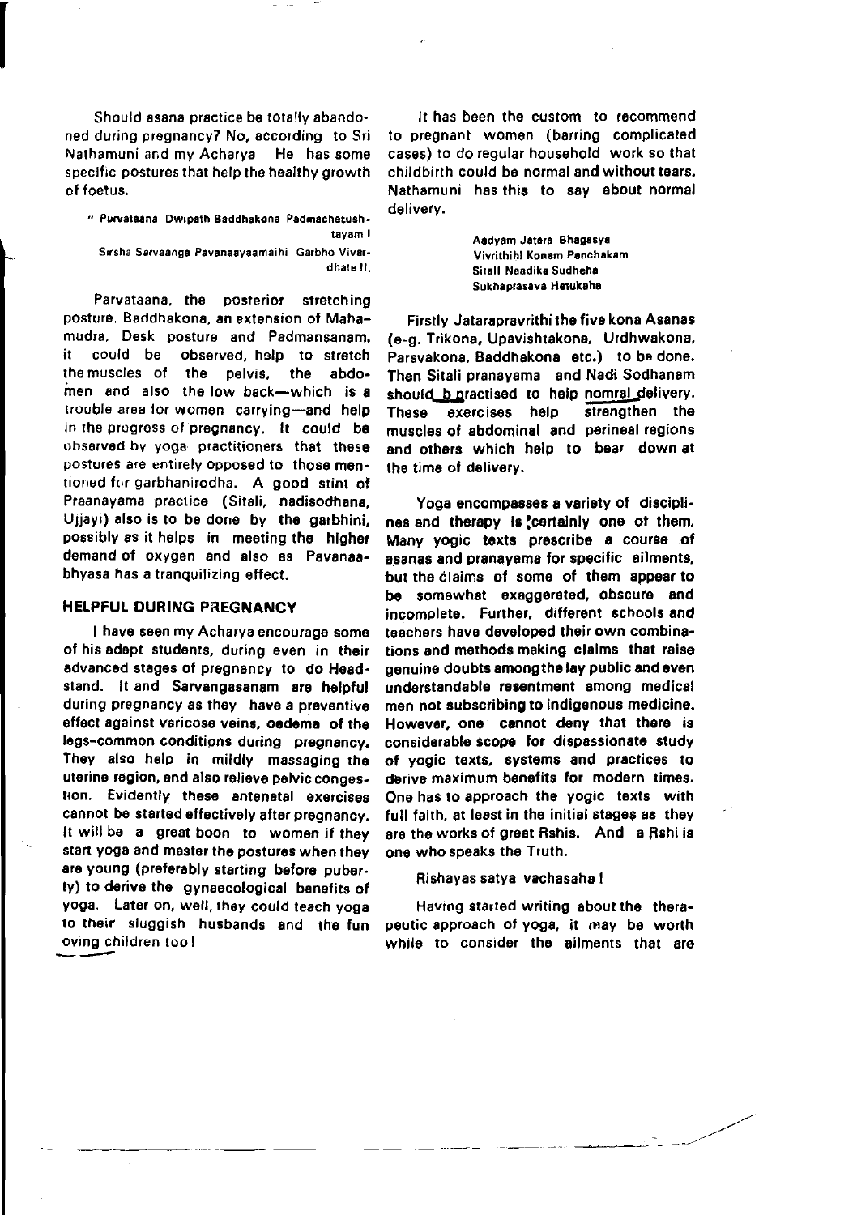Should asana practice be totally abandoned during pregnancy? No, according to Sri Nathamuni and my Acharya He has some specific postures that help the healthy growth of foetus.

> " Purvataana Dwipath Baddhakona Padmachatushtayam I
> Sirsha Sarvaanga Pavanaayaamaihi Garbho Vivardhate II.

Parvataana, the posterior stretching posture. Baddhakona, an extension of Mahamudra, Desk posture and Padmansanam, it could be observed, help to stretch the muscles of the pelvis, the abdomen and also the low back—which is a trouble area for women carrying—and help in the progress of pregnancy. It could be observed by yoga practitioners that these postures are entirely opposed to those mentioned for garbhanirodha. A good stint of Praanayama practice (Sitali, nadisodhana, Ujjayi) also is to be done by the garbhini, possibly as it helps in meeting the higher demand of oxygen and also as Pavanaabhyasa has a tranquilizing effect.

## HELPFUL DURING PREGNANCY

I have seen my Acharya encourage some of his adept students, during even in their advanced stages of pregnancy to do Headstand. It and Sarvangasanam are helpful during pregnancy as they have a preventive effect against varicose veins, oedema of the legs-common conditions during pregnancy. They also help in mildly massaging the uterine region, and also relieve pelvic congestion. Evidently these antenatal exercises cannot be started effectively after pregnancy. It will be a great boon to women if they start yoga and master the postures when they are young (preferably starting before puberty) to derive the gynaecological benefits of yoga. Later on, well, they could teach yoga to their sluggish husbands and the fun oving children too!

It has been the custom to recommend to pregnant women (barring complicated cases) to do regular household work so that childbirth could be normal and without tears. Nathamuni has this to say about normal delivery.

> Aadyam Jatera Bhagasya
> Vivrithihi Konam Panchakam
> Sitali Naadika Sudheha
> Sukhaprasava Hetukaha

Firstly Jatarapravrithi the five kona Asanas (e-g. Trikona, Upavishtakona, Urdhwakona, Parsvakona, Baddhakona etc.) to be done. Then Sitali pranayama and Nadi Sodhanam should b practised to help nomral delivery. These exercises help strengthen the muscles of abdominal and perineal regions and others which help to bear down at the time of delivery.

Yoga encompasses a variety of disciplines and therapy is certainly one of them, Many yogic texts prescribe a course of asanas and pranayama for specific ailments, but the claims of some of them appear to be somewhat exaggerated, obscure and incomplete. Further, different schools and teachers have developed their own combinations and methods making claims that raise genuine doubts among the lay public and even understandable resentment among medical men not subscribing to indigenous medicine. However, one cannot deny that there is considerable scope for dispassionate study of yogic texts, systems and practices to derive maximum benefits for modern times. One has to approach the yogic texts with full faith, at least in the initial stages as they are the works of great Rshis. And a Rshi is one who speaks the Truth.

Rishayas satya vachasaha !

Having started writing about the therapeutic approach of yoga, it may be worth while to consider the ailments that are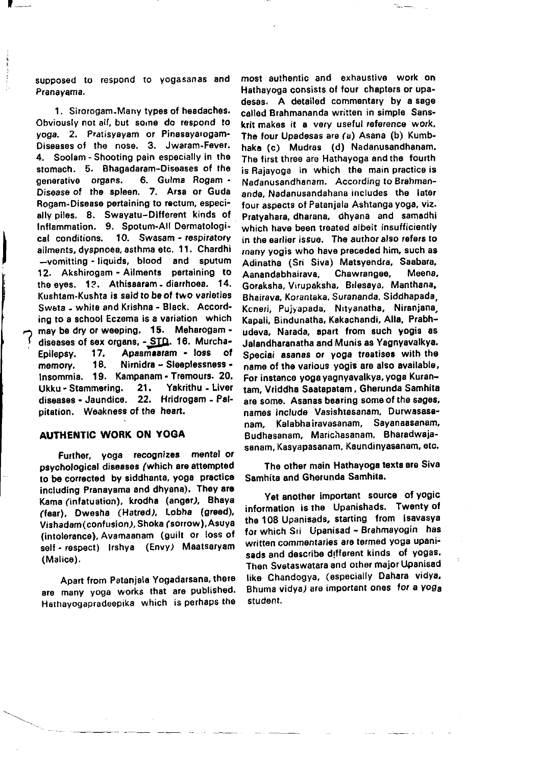supposed to respond to yogasanas and Pranayama.

1. Sirorogam-Many types of headaches. Obviously not all, but some do respond to yoga. 2. Pratisyayam or Pinasayarogam-Diseases of the nose. 3. Jwaram-Fever. 4. Soolam - Shooting pain especially in the stomach. 5. Bhagadaram-Diseases of the generative organs. 6. Gulma Rogam - Disease of the spleen. 7. Arsa or Guda Rogam-Disease pertaining to rectum, especially piles. 8. Swayatu-Different kinds of Inflammation. 9. Spotum-All Dermatological conditions. 10. Swasam - respiratory ailments, dyspnoea, asthma etc. 11. Chardhi —vomitting - liquids, blood and sputum 12. Akshirogam - Ailments pertaining to the eyes. 13. Athisaaram - diarrhoea. 14. Kushtam-Kushta is said to be of two varieties Sweta - white and Krishna - Black. According to a school Eczema is a variation which may be dry or weeping. 15. Meharogam - diseases of sex organs, - STD. 16. Murcha-Epilepsy. 17. Apasmaaram - loss of memory. 18. Nirnidra - Sleeplessness - Insommia. 19. Kampanam - Tremours. 20. Ukku - Stammering. 21. Yakrithu - Liver diseases - Jaundice. 22. Hridrogam - Palpitation. Weakness of the heart.

## AUTHENTIC WORK ON YOGA

Further, yoga recognizes mental or psychological diseases (which are attempted to be corrected by siddhanta, yoga practice including Pranayama and dhyana). They are Kama (infatuation), krodha (anger), Bhaya (fear), Dwesha (Hatred), Lobha (greed), Vishadam(confusion), Shoka (sorrow), Asuya (intolerance), Avamaanam (guilt or loss of self - respect) Irshya (Envy) Maatsaryam (Malice).

Apart from Patanjala Yogadarsana, there are many yoga works that are published. Hathayogapradeepika which is perhaps the most authentic and exhaustive work on Hathayoga consists of four chapters or upadesas. A detailed commentary by a sage called Brahmananda written in simple Sanskrit makes it a very useful reference work. The four Upadesas are (a) Asana (b) Kumbhaka (c) Mudras (d) Nadanusandhanam. The first three are Hathayoga and the fourth is Rajayoga in which the main practice is Nadanusandhanam. According to Brahmananda, Nadanusandahana includes the later four aspects of Patanjala Ashtanga yoga, viz. Pratyahara, dharana, dhyana and samadhi which have been treated albeit insufficiently in the earlier issue. The author also refers to many yogis who have preceded him, such as Adinatha (Sri Siva) Matsyendra, Saabara, Aanandabhairava, Chawrangee, Meena, Goraksha, Virupaksha, Bilesaya, Manthana, Bhairava, Korantaka, Surananda, Siddhapada, Kcneri, Pujyapada, Nityanatha, Niranjana, Kapali, Bindunatha, Kakachandi, Alla, Prabhudeva, Narada, apart from such yogis as Jalandharanatha and Munis as Yagnyavalkya. Special asanas or yoga treatises with the name of the various yogis are also available. For instance yoga yagnyavalkya, yoga Kurantam, Vriddha Saatapatam, Gherunda Samhita are some. Asanas bearing some of the sages, names include Vasishtasanam, Durwasasanam, Kalabhairavasanam, Sayanaasanam, Budhasanam, Marichasanam, Bharadwajasanam, Kasyapasanam, Kaundinyasanam, etc.

The other main Hathayoga texts are Siva Samhita and Gherunda Samhita.

Yet another important source of yogic information is the Upanishads. Twenty of the 108 Upanisads, starting from Isavasya for which Sri Upanisad - Brahmayogin has written commentaries are termed yoga upanisads and describe different kinds of yogas. Then Svetaswatara and other major Upanisad like Chandogya, (especially Dahara vidya, Bhuma vidya) are important ones for a yoga student.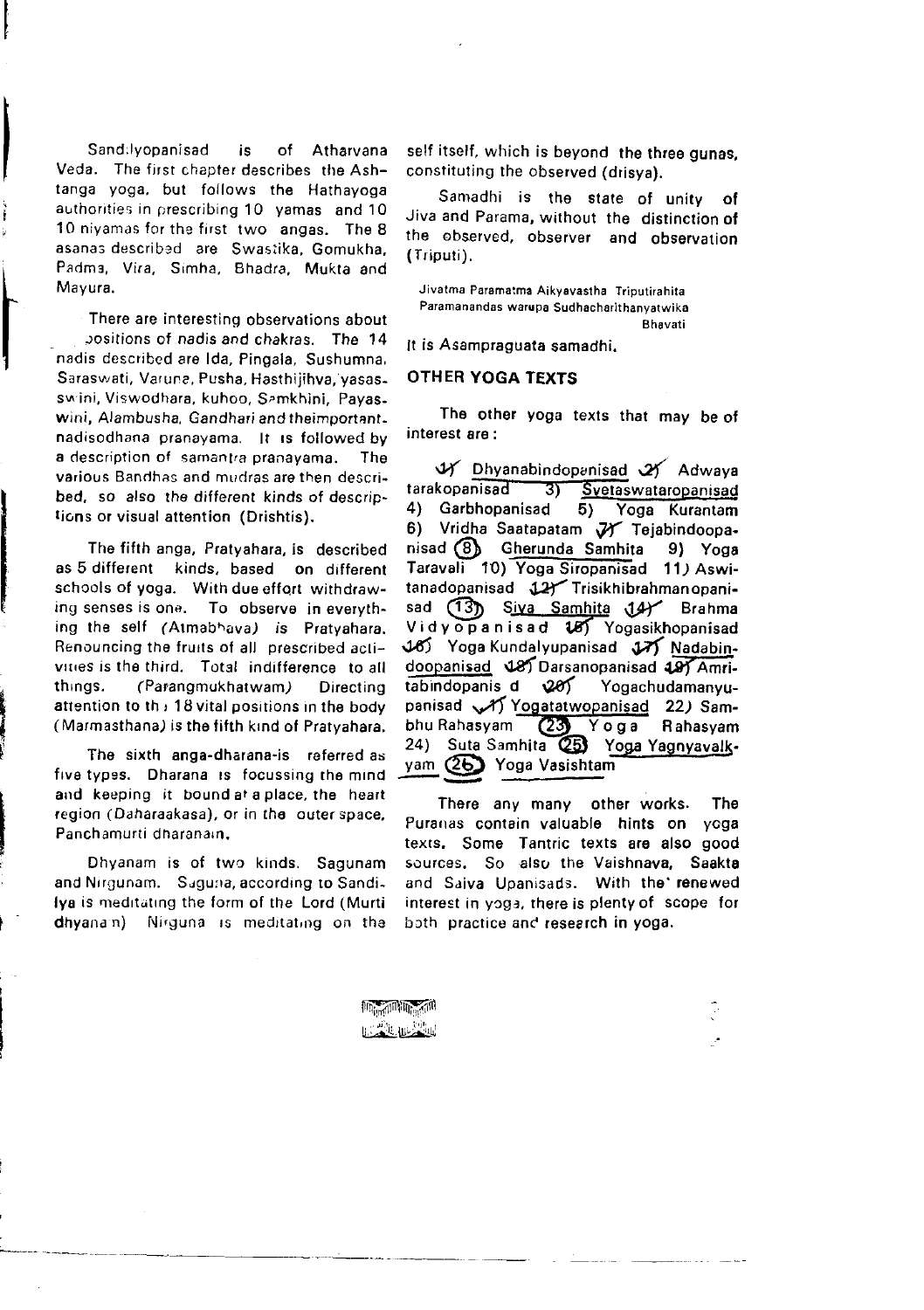Sandilyopanisad is of Atharvana Veda. The first chapter describes the Ashtanga yoga, but follows the Hathayoga authorities in prescribing 10 yamas and 10 10 niyamas for the first two angas. The 8 asanas described are Swastika, Gomukha, Padma, Vira, Simha, Bhadra, Mukta and Mayura.

There are interesting observations about positions of *nadis* and *chakras*. The 14 nadis described are Ida, Pingala, Sushumna, Saraswati, Varune, Pusha, Hasthijihva, yasasswini, Viswodhara, kuhoo, Samkhini, Payaswini, Alambusha, Gandhari and theimportant-nadisodhana pranayama. It is followed by a description of *samantra* pranayama. The various Bandhas and mudras are then described, so also the different kinds of descriptions or visual attention (Drishtis).

The fifth anga, Pratyahara, is described as 5 different kinds, based on different schools of yoga. With due effort withdrawing senses is one. To observe in everything the self *(Atmabhava)* is Pratyahara. Renouncing the fruits of all prescribed activities is the third. Total indifference to all things. *(Parangmukhatwam)* Directing attention to the 18 vital positions in the body (*Marmasthana*) is the fifth kind of Pratyahara.

The sixth anga-dharana-is referred as five types. Dharana is focussing the mind and keeping it bound at a place, the heart region (*Daharaakasa*), or in the outer space, Panchamurti dharanam.

Dhyanam is of two kinds. Sagunam and Nirgunam. Saguna, according to Sandilya is meditating the form of the Lord (Murti dhyanam) Nirguna is meditating on the self itself, which is beyond the three gunas, constituting the observed (drisya).

Samadhi is the state of unity of Jiva and Parama, without the distinction of the observed, observer and observation (Triputi).

> Jivatma Paramatma Aikyavastha Triputirahita Paramanandas warupa Sudhacharithanyatwika Bhavati

It is Asampraguata samadhi.

## OTHER YOGA TEXTS

The other yoga texts that may be of interest are :

1) Dhyanabindopanisad 2) Adwaya tarakopanisad 3) Svetaswataropanisad 4) Garbhopanisad 5) Yoga Kurantam 6) Vridha Saatapatam 7) Tejabindoopanisad 8) Gherunda Samhita 9) Yoga Taravali 10) Yoga Siropanisad 11) Aswitanadopanisad 12) Trisikhibrahmanopanisad 13) Siva Samhita 14) Brahma Vidyopanisad 15) Yogasikhopanisad 16) Yoga Kundalyupanisad 17) Nadabindoopanisad 18) Darsanopanisad 19) Amritabindopanisad 20) Yogachudamanyupanisad 21) Yogatatwopanisad 22) Sambhu Rahasyam 23) Yoga Rahasyam 24) Suta Samhita 25) Yoga Yagnyavalkyam 26) Yoga Vasishtam

There any many other works. The Puranas contain valuable hints on yoga texts. Some Tantric texts are also good sources. So also the Vaishnava, Saakta and Saiva Upanisads. With the renewed interest in yoga, there is plenty of scope for both practice and research in yoga.